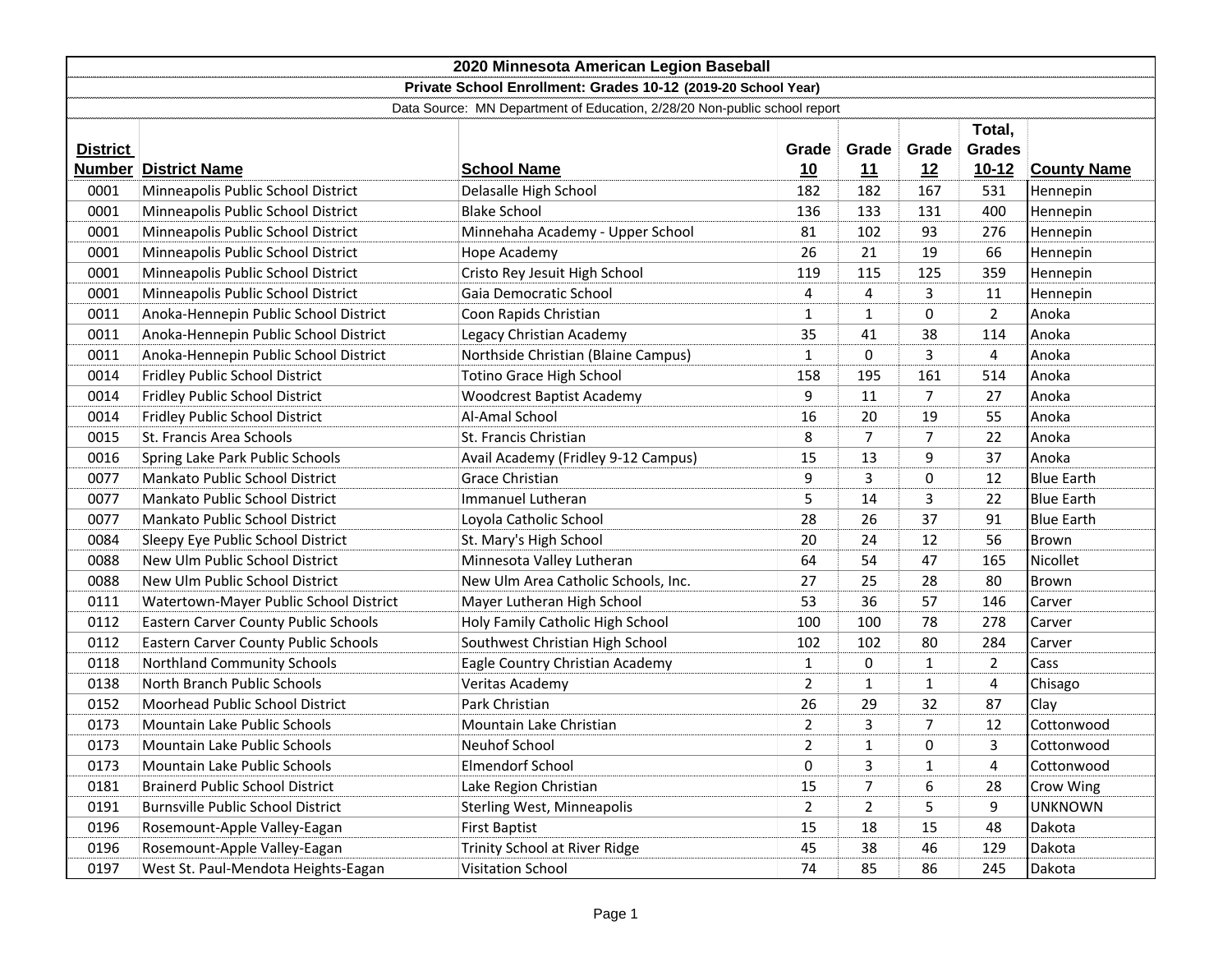# 2020 Minnesota American Legion Baseball

## Private School Enrollment: Grades 10-12 (2019-20 School Year)

Data Source: MN Department of Education, 2/28/20 Non-public school report

| District Number | District Name | School Name | Grade 10 | Grade 11 | Grade 12 | Total, Grades 10-12 | County Name |
|---|---|---|---|---|---|---|---|
| 0001 | Minneapolis Public School District | Delasalle High School | 182 | 182 | 167 | 531 | Hennepin |
| 0001 | Minneapolis Public School District | Blake School | 136 | 133 | 131 | 400 | Hennepin |
| 0001 | Minneapolis Public School District | Minnehaha Academy - Upper School | 81 | 102 | 93 | 276 | Hennepin |
| 0001 | Minneapolis Public School District | Hope Academy | 26 | 21 | 19 | 66 | Hennepin |
| 0001 | Minneapolis Public School District | Cristo Rey Jesuit High School | 119 | 115 | 125 | 359 | Hennepin |
| 0001 | Minneapolis Public School District | Gaia Democratic School | 4 | 4 | 3 | 11 | Hennepin |
| 0011 | Anoka-Hennepin Public School District | Coon Rapids Christian | 1 | 1 | 0 | 2 | Anoka |
| 0011 | Anoka-Hennepin Public School District | Legacy Christian Academy | 35 | 41 | 38 | 114 | Anoka |
| 0011 | Anoka-Hennepin Public School District | Northside Christian (Blaine Campus) | 1 | 0 | 3 | 4 | Anoka |
| 0014 | Fridley Public School District | Totino Grace High School | 158 | 195 | 161 | 514 | Anoka |
| 0014 | Fridley Public School District | Woodcrest Baptist Academy | 9 | 11 | 7 | 27 | Anoka |
| 0014 | Fridley Public School District | Al-Amal School | 16 | 20 | 19 | 55 | Anoka |
| 0015 | St. Francis Area Schools | St. Francis Christian | 8 | 7 | 7 | 22 | Anoka |
| 0016 | Spring Lake Park Public Schools | Avail Academy (Fridley 9-12 Campus) | 15 | 13 | 9 | 37 | Anoka |
| 0077 | Mankato Public School District | Grace Christian | 9 | 3 | 0 | 12 | Blue Earth |
| 0077 | Mankato Public School District | Immanuel Lutheran | 5 | 14 | 3 | 22 | Blue Earth |
| 0077 | Mankato Public School District | Loyola Catholic School | 28 | 26 | 37 | 91 | Blue Earth |
| 0084 | Sleepy Eye Public School District | St. Mary's High School | 20 | 24 | 12 | 56 | Brown |
| 0088 | New Ulm Public School District | Minnesota Valley Lutheran | 64 | 54 | 47 | 165 | Nicollet |
| 0088 | New Ulm Public School District | New Ulm Area Catholic Schools, Inc. | 27 | 25 | 28 | 80 | Brown |
| 0111 | Watertown-Mayer Public School District | Mayer Lutheran High School | 53 | 36 | 57 | 146 | Carver |
| 0112 | Eastern Carver County Public Schools | Holy Family Catholic High School | 100 | 100 | 78 | 278 | Carver |
| 0112 | Eastern Carver County Public Schools | Southwest Christian High School | 102 | 102 | 80 | 284 | Carver |
| 0118 | Northland Community Schools | Eagle Country Christian Academy | 1 | 0 | 1 | 2 | Cass |
| 0138 | North Branch Public Schools | Veritas Academy | 2 | 1 | 1 | 4 | Chisago |
| 0152 | Moorhead Public School District | Park Christian | 26 | 29 | 32 | 87 | Clay |
| 0173 | Mountain Lake Public Schools | Mountain Lake Christian | 2 | 3 | 7 | 12 | Cottonwood |
| 0173 | Mountain Lake Public Schools | Neuhof School | 2 | 1 | 0 | 3 | Cottonwood |
| 0173 | Mountain Lake Public Schools | Elmendorf School | 0 | 3 | 1 | 4 | Cottonwood |
| 0181 | Brainerd Public School District | Lake Region Christian | 15 | 7 | 6 | 28 | Crow Wing |
| 0191 | Burnsville Public School District | Sterling West, Minneapolis | 2 | 2 | 5 | 9 | UNKNOWN |
| 0196 | Rosemount-Apple Valley-Eagan | First Baptist | 15 | 18 | 15 | 48 | Dakota |
| 0196 | Rosemount-Apple Valley-Eagan | Trinity School at River Ridge | 45 | 38 | 46 | 129 | Dakota |
| 0197 | West St. Paul-Mendota Heights-Eagan | Visitation School | 74 | 85 | 86 | 245 | Dakota |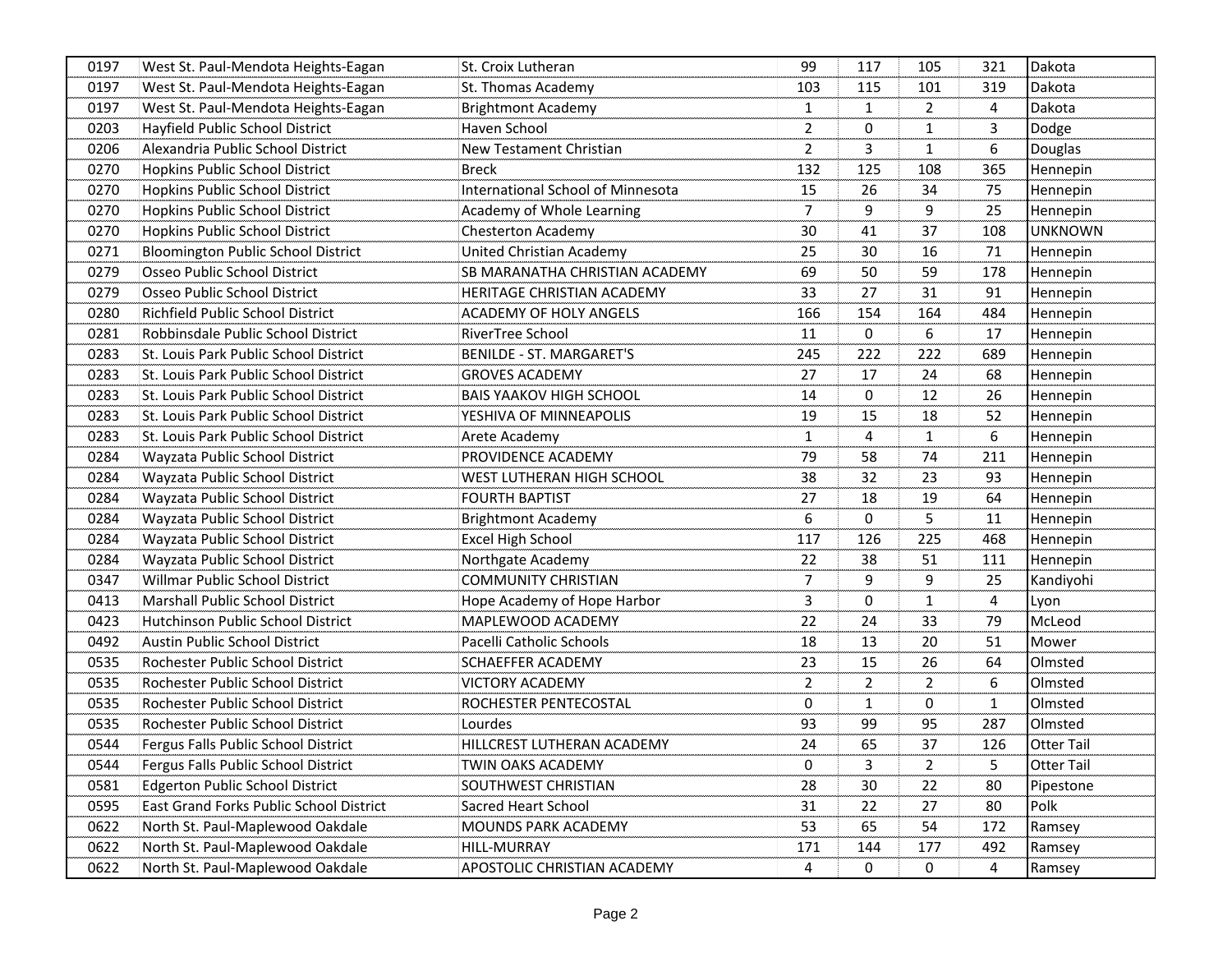| | | | | | | | |
|---|---|---|---|---|---|---|---|
| 0197 | West St. Paul-Mendota Heights-Eagan | St. Croix Lutheran | 99 | 117 | 105 | 321 | Dakota |
| 0197 | West St. Paul-Mendota Heights-Eagan | St. Thomas Academy | 103 | 115 | 101 | 319 | Dakota |
| 0197 | West St. Paul-Mendota Heights-Eagan | Brightmont Academy | 1 | 1 | 2 | 4 | Dakota |
| 0203 | Hayfield Public School District | Haven School | 2 | 0 | 1 | 3 | Dodge |
| 0206 | Alexandria Public School District | New Testament Christian | 2 | 3 | 1 | 6 | Douglas |
| 0270 | Hopkins Public School District | Breck | 132 | 125 | 108 | 365 | Hennepin |
| 0270 | Hopkins Public School District | International School of Minnesota | 15 | 26 | 34 | 75 | Hennepin |
| 0270 | Hopkins Public School District | Academy of Whole Learning | 7 | 9 | 9 | 25 | Hennepin |
| 0270 | Hopkins Public School District | Chesterton Academy | 30 | 41 | 37 | 108 | UNKNOWN |
| 0271 | Bloomington Public School District | United Christian Academy | 25 | 30 | 16 | 71 | Hennepin |
| 0279 | Osseo Public School District | SB MARANATHA CHRISTIAN ACADEMY | 69 | 50 | 59 | 178 | Hennepin |
| 0279 | Osseo Public School District | HERITAGE CHRISTIAN ACADEMY | 33 | 27 | 31 | 91 | Hennepin |
| 0280 | Richfield Public School District | ACADEMY OF HOLY ANGELS | 166 | 154 | 164 | 484 | Hennepin |
| 0281 | Robbinsdale Public School District | RiverTree School | 11 | 0 | 6 | 17 | Hennepin |
| 0283 | St. Louis Park Public School District | BENILDE - ST. MARGARET'S | 245 | 222 | 222 | 689 | Hennepin |
| 0283 | St. Louis Park Public School District | GROVES ACADEMY | 27 | 17 | 24 | 68 | Hennepin |
| 0283 | St. Louis Park Public School District | BAIS YAAKOV HIGH SCHOOL | 14 | 0 | 12 | 26 | Hennepin |
| 0283 | St. Louis Park Public School District | YESHIVA OF MINNEAPOLIS | 19 | 15 | 18 | 52 | Hennepin |
| 0283 | St. Louis Park Public School District | Arete Academy | 1 | 4 | 1 | 6 | Hennepin |
| 0284 | Wayzata Public School District | PROVIDENCE ACADEMY | 79 | 58 | 74 | 211 | Hennepin |
| 0284 | Wayzata Public School District | WEST LUTHERAN HIGH SCHOOL | 38 | 32 | 23 | 93 | Hennepin |
| 0284 | Wayzata Public School District | FOURTH BAPTIST | 27 | 18 | 19 | 64 | Hennepin |
| 0284 | Wayzata Public School District | Brightmont Academy | 6 | 0 | 5 | 11 | Hennepin |
| 0284 | Wayzata Public School District | Excel High School | 117 | 126 | 225 | 468 | Hennepin |
| 0284 | Wayzata Public School District | Northgate Academy | 22 | 38 | 51 | 111 | Hennepin |
| 0347 | Willmar Public School District | COMMUNITY CHRISTIAN | 7 | 9 | 9 | 25 | Kandiyohi |
| 0413 | Marshall Public School District | Hope Academy of Hope Harbor | 3 | 0 | 1 | 4 | Lyon |
| 0423 | Hutchinson Public School District | MAPLEWOOD ACADEMY | 22 | 24 | 33 | 79 | McLeod |
| 0492 | Austin Public School District | Pacelli Catholic Schools | 18 | 13 | 20 | 51 | Mower |
| 0535 | Rochester Public School District | SCHAEFFER ACADEMY | 23 | 15 | 26 | 64 | Olmsted |
| 0535 | Rochester Public School District | VICTORY ACADEMY | 2 | 2 | 2 | 6 | Olmsted |
| 0535 | Rochester Public School District | ROCHESTER PENTECOSTAL | 0 | 1 | 0 | 1 | Olmsted |
| 0535 | Rochester Public School District | Lourdes | 93 | 99 | 95 | 287 | Olmsted |
| 0544 | Fergus Falls Public School District | HILLCREST LUTHERAN ACADEMY | 24 | 65 | 37 | 126 | Otter Tail |
| 0544 | Fergus Falls Public School District | TWIN OAKS ACADEMY | 0 | 3 | 2 | 5 | Otter Tail |
| 0581 | Edgerton Public School District | SOUTHWEST CHRISTIAN | 28 | 30 | 22 | 80 | Pipestone |
| 0595 | East Grand Forks Public School District | Sacred Heart School | 31 | 22 | 27 | 80 | Polk |
| 0622 | North St. Paul-Maplewood Oakdale | MOUNDS PARK ACADEMY | 53 | 65 | 54 | 172 | Ramsey |
| 0622 | North St. Paul-Maplewood Oakdale | HILL-MURRAY | 171 | 144 | 177 | 492 | Ramsey |
| 0622 | North St. Paul-Maplewood Oakdale | APOSTOLIC CHRISTIAN ACADEMY | 4 | 0 | 0 | 4 | Ramsey |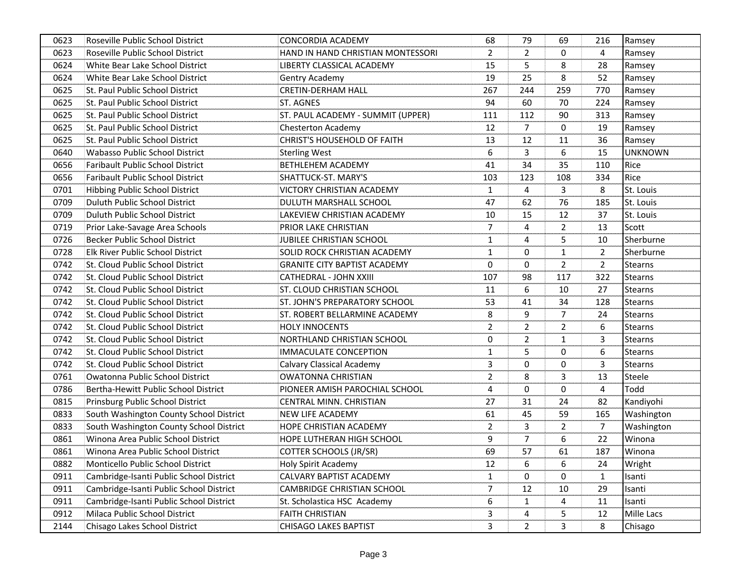| | | | | | | | |
|---|---|---|---|---|---|---|---|
| 0623 | Roseville Public School District | CONCORDIA ACADEMY | 68 | 79 | 69 | 216 | Ramsey |
| 0623 | Roseville Public School District | HAND IN HAND CHRISTIAN MONTESSORI | 2 | 2 | 0 | 4 | Ramsey |
| 0624 | White Bear Lake School District | LIBERTY CLASSICAL ACADEMY | 15 | 5 | 8 | 28 | Ramsey |
| 0624 | White Bear Lake School District | Gentry Academy | 19 | 25 | 8 | 52 | Ramsey |
| 0625 | St. Paul Public School District | CRETIN-DERHAM HALL | 267 | 244 | 259 | 770 | Ramsey |
| 0625 | St. Paul Public School District | ST. AGNES | 94 | 60 | 70 | 224 | Ramsey |
| 0625 | St. Paul Public School District | ST. PAUL ACADEMY - SUMMIT (UPPER) | 111 | 112 | 90 | 313 | Ramsey |
| 0625 | St. Paul Public School District | Chesterton Academy | 12 | 7 | 0 | 19 | Ramsey |
| 0625 | St. Paul Public School District | CHRIST'S HOUSEHOLD OF FAITH | 13 | 12 | 11 | 36 | Ramsey |
| 0640 | Wabasso Public School District | Sterling West | 6 | 3 | 6 | 15 | UNKNOWN |
| 0656 | Faribault Public School District | BETHLEHEM ACADEMY | 41 | 34 | 35 | 110 | Rice |
| 0656 | Faribault Public School District | SHATTUCK-ST. MARY'S | 103 | 123 | 108 | 334 | Rice |
| 0701 | Hibbing Public School District | VICTORY CHRISTIAN ACADEMY | 1 | 4 | 3 | 8 | St. Louis |
| 0709 | Duluth Public School District | DULUTH MARSHALL SCHOOL | 47 | 62 | 76 | 185 | St. Louis |
| 0709 | Duluth Public School District | LAKEVIEW CHRISTIAN ACADEMY | 10 | 15 | 12 | 37 | St. Louis |
| 0719 | Prior Lake-Savage Area Schools | PRIOR LAKE CHRISTIAN | 7 | 4 | 2 | 13 | Scott |
| 0726 | Becker Public School District | JUBILEE CHRISTIAN SCHOOL | 1 | 4 | 5 | 10 | Sherburne |
| 0728 | Elk River Public School District | SOLID ROCK CHRISTIAN ACADEMY | 1 | 0 | 1 | 2 | Sherburne |
| 0742 | St. Cloud Public School District | GRANITE CITY BAPTIST ACADEMY | 0 | 0 | 2 | 2 | Stearns |
| 0742 | St. Cloud Public School District | CATHEDRAL - JOHN XXIII | 107 | 98 | 117 | 322 | Stearns |
| 0742 | St. Cloud Public School District | ST. CLOUD CHRISTIAN SCHOOL | 11 | 6 | 10 | 27 | Stearns |
| 0742 | St. Cloud Public School District | ST. JOHN'S PREPARATORY SCHOOL | 53 | 41 | 34 | 128 | Stearns |
| 0742 | St. Cloud Public School District | ST. ROBERT BELLARMINE ACADEMY | 8 | 9 | 7 | 24 | Stearns |
| 0742 | St. Cloud Public School District | HOLY INNOCENTS | 2 | 2 | 2 | 6 | Stearns |
| 0742 | St. Cloud Public School District | NORTHLAND CHRISTIAN SCHOOL | 0 | 2 | 1 | 3 | Stearns |
| 0742 | St. Cloud Public School District | IMMACULATE CONCEPTION | 1 | 5 | 0 | 6 | Stearns |
| 0742 | St. Cloud Public School District | Calvary Classical Academy | 3 | 0 | 0 | 3 | Stearns |
| 0761 | Owatonna Public School District | OWATONNA CHRISTIAN | 2 | 8 | 3 | 13 | Steele |
| 0786 | Bertha-Hewitt Public School District | PIONEER AMISH PAROCHIAL SCHOOL | 4 | 0 | 0 | 4 | Todd |
| 0815 | Prinsburg Public School District | CENTRAL MINN. CHRISTIAN | 27 | 31 | 24 | 82 | Kandiyohi |
| 0833 | South Washington County School District | NEW LIFE ACADEMY | 61 | 45 | 59 | 165 | Washington |
| 0833 | South Washington County School District | HOPE CHRISTIAN ACADEMY | 2 | 3 | 2 | 7 | Washington |
| 0861 | Winona Area Public School District | HOPE LUTHERAN HIGH SCHOOL | 9 | 7 | 6 | 22 | Winona |
| 0861 | Winona Area Public School District | COTTER SCHOOLS (JR/SR) | 69 | 57 | 61 | 187 | Winona |
| 0882 | Monticello Public School District | Holy Spirit Academy | 12 | 6 | 6 | 24 | Wright |
| 0911 | Cambridge-Isanti Public School District | CALVARY BAPTIST ACADEMY | 1 | 0 | 0 | 1 | Isanti |
| 0911 | Cambridge-Isanti Public School District | CAMBRIDGE CHRISTIAN SCHOOL | 7 | 12 | 10 | 29 | Isanti |
| 0911 | Cambridge-Isanti Public School District | St. Scholastica HSC Academy | 6 | 1 | 4 | 11 | Isanti |
| 0912 | Milaca Public School District | FAITH CHRISTIAN | 3 | 4 | 5 | 12 | Mille Lacs |
| 2144 | Chisago Lakes School District | CHISAGO LAKES BAPTIST | 3 | 2 | 3 | 8 | Chisago |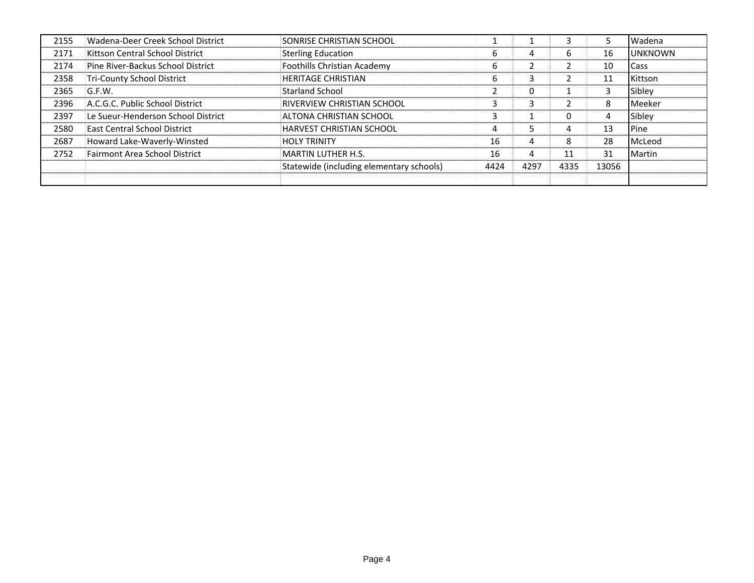| | | | | | | | |
|---|---|---|---|---|---|---|---|
| 2155 | Wadena-Deer Creek School District | SONRISE CHRISTIAN SCHOOL | 1 | 1 | 3 | 5 | Wadena |
| 2171 | Kittson Central School District | Sterling Education | 6 | 4 | 6 | 16 | UNKNOWN |
| 2174 | Pine River-Backus School District | Foothills Christian Academy | 6 | 2 | 2 | 10 | Cass |
| 2358 | Tri-County School District | HERITAGE CHRISTIAN | 6 | 3 | 2 | 11 | Kittson |
| 2365 | G.F.W. | Starland School | 2 | 0 | 1 | 3 | Sibley |
| 2396 | A.C.G.C. Public School District | RIVERVIEW CHRISTIAN SCHOOL | 3 | 3 | 2 | 8 | Meeker |
| 2397 | Le Sueur-Henderson School District | ALTONA CHRISTIAN SCHOOL | 3 | 1 | 0 | 4 | Sibley |
| 2580 | East Central School District | HARVEST CHRISTIAN SCHOOL | 4 | 5 | 4 | 13 | Pine |
| 2687 | Howard Lake-Waverly-Winsted | HOLY TRINITY | 16 | 4 | 8 | 28 | McLeod |
| 2752 | Fairmont Area School District | MARTIN LUTHER H.S. | 16 | 4 | 11 | 31 | Martin |
| | | Statewide (including elementary schools) | 4424 | 4297 | 4335 | 13056 | |
| | | | | | | | |